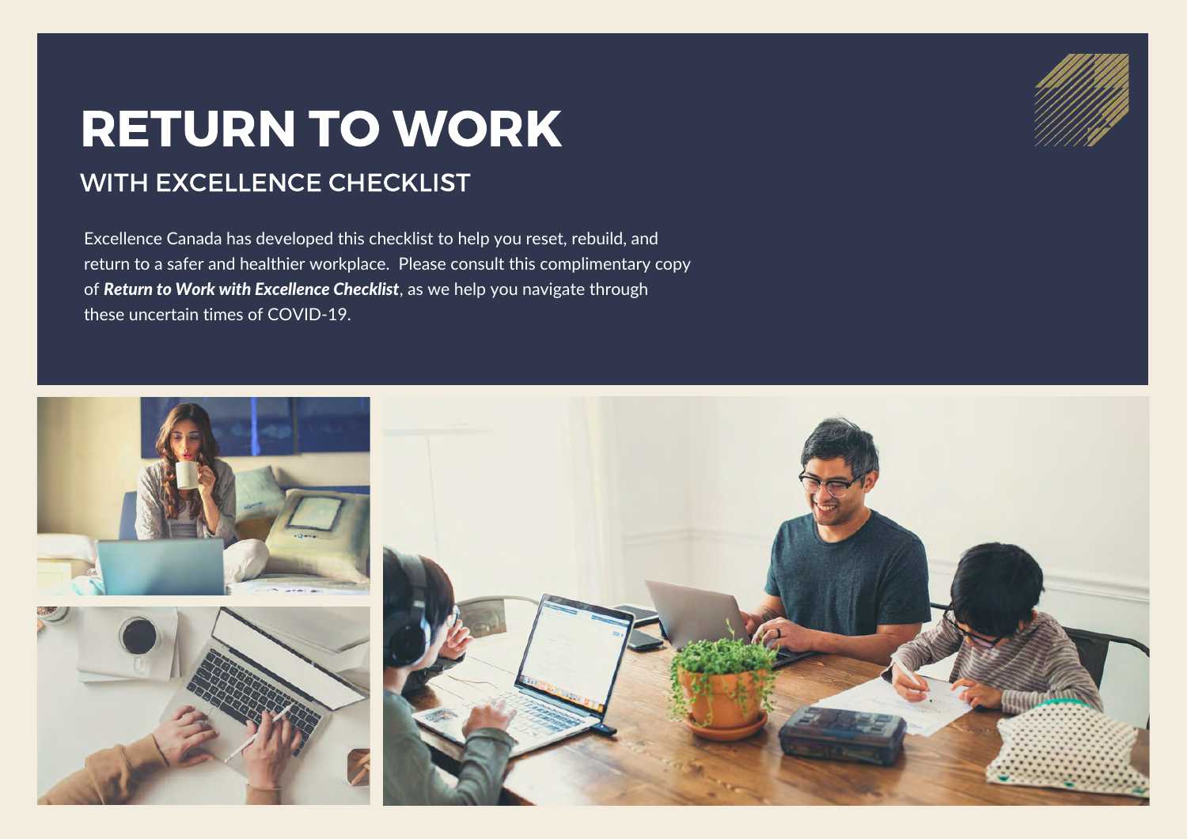# RETURN TO WORK

## WITH EXCELLENCE CHECKLIST

Excellence Canada has developed this checklist to help you reset, rebuild, and return to a safer and healthier workplace. Please consult this complimentary copy of ***Return to Work with Excellence Checklist***, as we help you navigate through these uncertain times of COVID-19.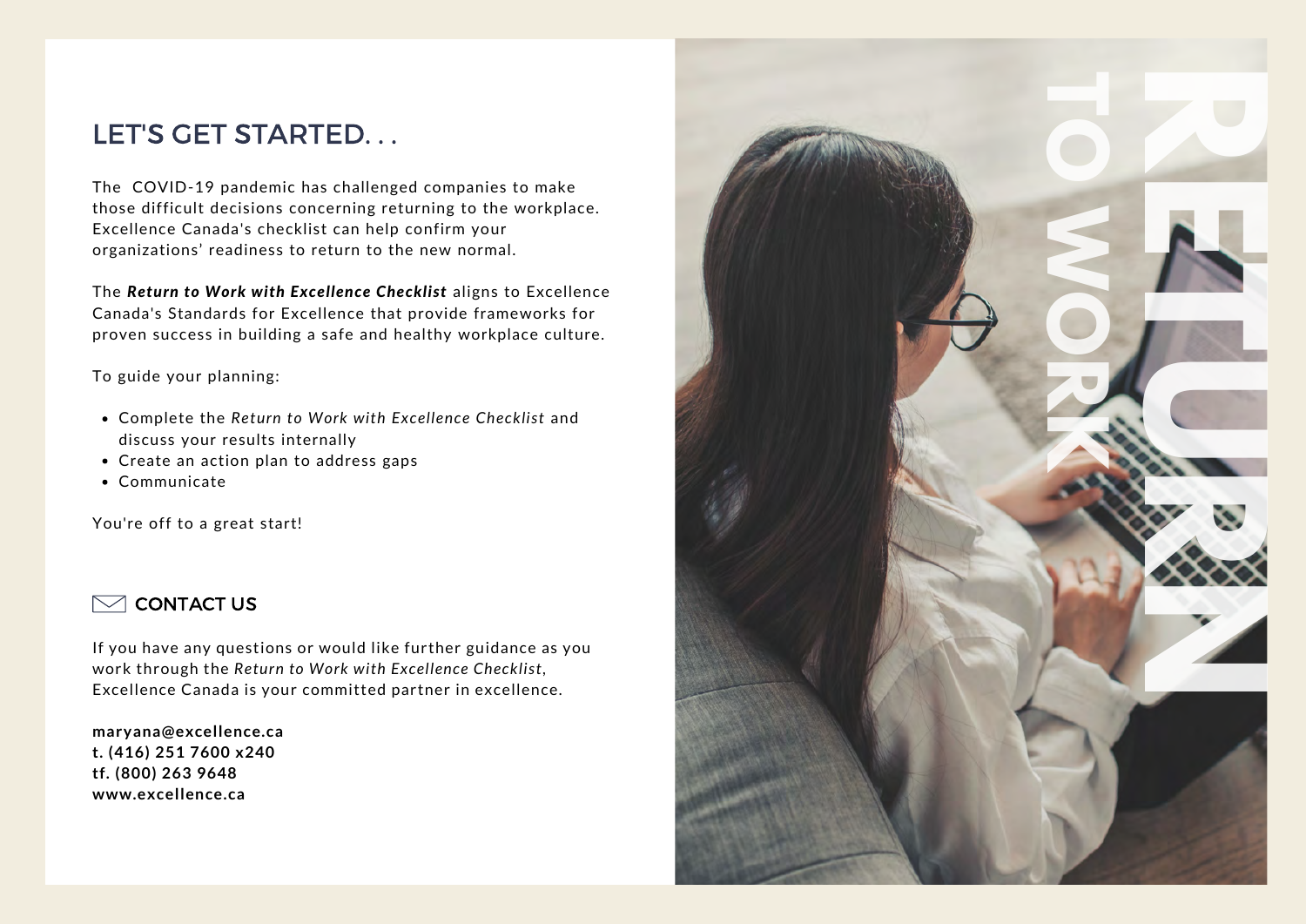## LET'S GET STARTED. . .

The  COVID-19 pandemic has challenged companies to make those difficult decisions concerning returning to the workplace. Excellence Canada's checklist can help confirm your organizations' readiness to return to the new normal.

The ***Return to Work with Excellence Checklist*** aligns to Excellence Canada's Standards for Excellence that provide frameworks for proven success in building a safe and healthy workplace culture.

To guide your planning:

- Complete the *Return to Work with Excellence Checklist* and discuss your results internally
- Create an action plan to address gaps
- Communicate

You're off to a great start!

### CONTACT US

If you have any questions or would like further guidance as you work through the *Return to Work with Excellence Checklist*, Excellence Canada is your committed partner in excellence.

**maryana@excellence.ca**
**t. (416) 251 7600 x240**
**tf. (800) 263 9648**
**www.excellence.ca**

RETURN TO WORK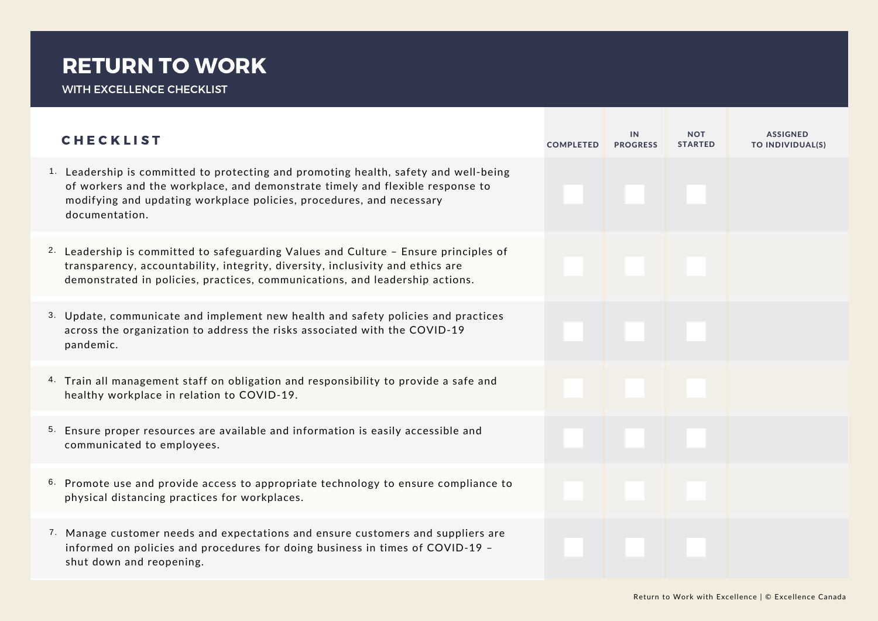# RETURN TO WORK

WITH EXCELLENCE CHECKLIST

| CHECKLIST | COMPLETED | IN PROGRESS | NOT STARTED | ASSIGNED TO INDIVIDUAL(S) |
|---|---|---|---|---|
| 1. Leadership is committed to protecting and promoting health, safety and well-being of workers and the workplace, and demonstrate timely and flexible response to modifying and updating workplace policies, procedures, and necessary documentation. | ☐ | ☐ | ☐ | |
| 2. Leadership is committed to safeguarding Values and Culture – Ensure principles of transparency, accountability, integrity, diversity, inclusivity and ethics are demonstrated in policies, practices, communications, and leadership actions. | ☐ | ☐ | ☐ | |
| 3. Update, communicate and implement new health and safety policies and practices across the organization to address the risks associated with the COVID-19 pandemic. | ☐ | ☐ | ☐ | |
| 4. Train all management staff on obligation and responsibility to provide a safe and healthy workplace in relation to COVID-19. | ☐ | ☐ | ☐ | |
| 5. Ensure proper resources are available and information is easily accessible and communicated to employees. | ☐ | ☐ | ☐ | |
| 6. Promote use and provide access to appropriate technology to ensure compliance to physical distancing practices for workplaces. | ☐ | ☐ | ☐ | |
| 7. Manage customer needs and expectations and ensure customers and suppliers are informed on policies and procedures for doing business in times of COVID-19 – shut down and reopening. | ☐ | ☐ | ☐ | |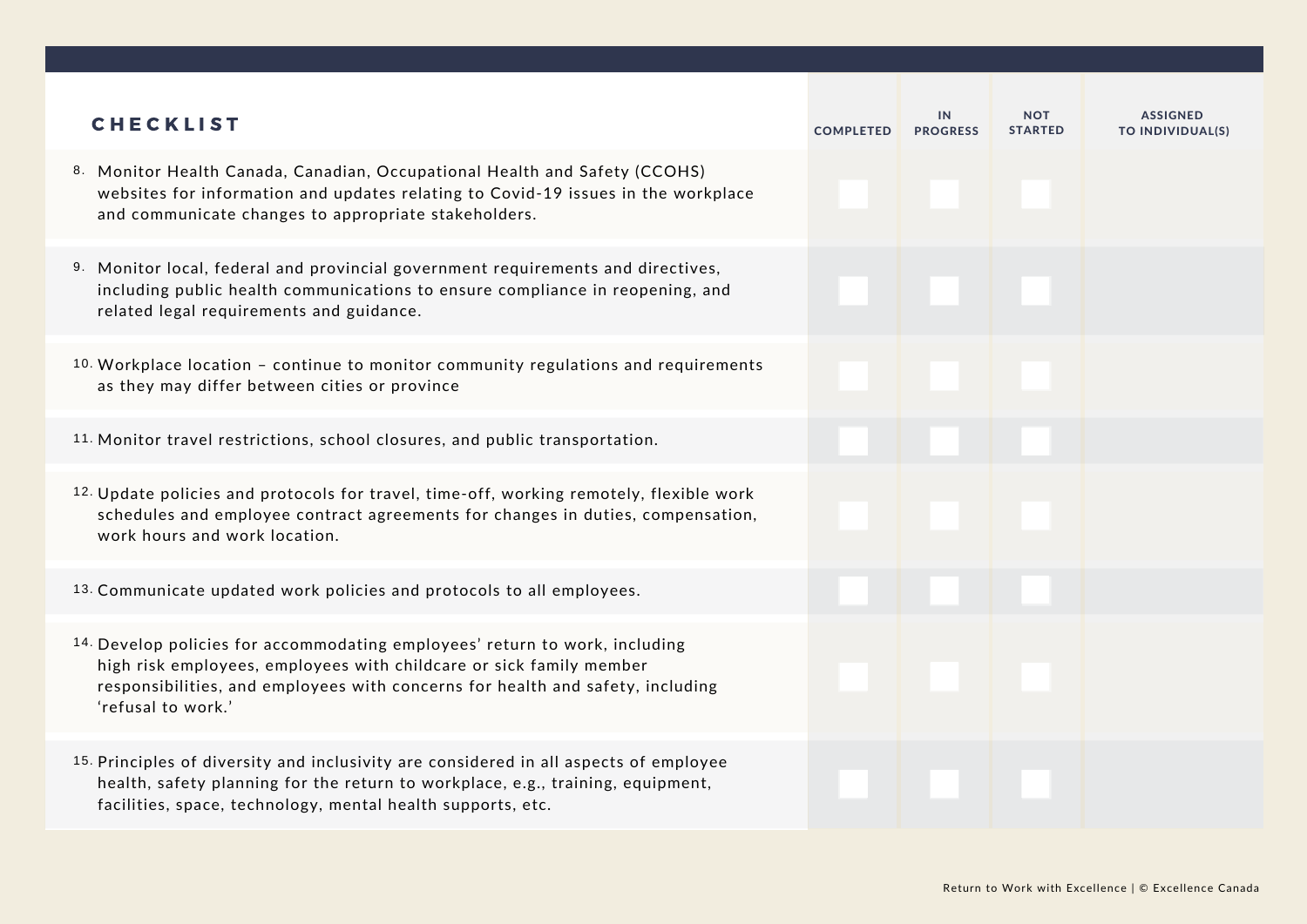| CHECKLIST | COMPLETED | IN PROGRESS | NOT STARTED | ASSIGNED TO INDIVIDUAL(S) |
|---|---|---|---|---|
| 8. Monitor Health Canada, Canadian, Occupational Health and Safety (CCOHS) websites for information and updates relating to Covid-19 issues in the workplace and communicate changes to appropriate stakeholders. | ☐ | ☐ | ☐ | |
| 9. Monitor local, federal and provincial government requirements and directives, including public health communications to ensure compliance in reopening, and related legal requirements and guidance. | ☐ | ☐ | ☐ | |
| 10. Workplace location – continue to monitor community regulations and requirements as they may differ between cities or province | ☐ | ☐ | ☐ | |
| 11. Monitor travel restrictions, school closures, and public transportation. | ☐ | ☐ | ☐ | |
| 12. Update policies and protocols for travel, time-off, working remotely, flexible work schedules and employee contract agreements for changes in duties, compensation, work hours and work location. | ☐ | ☐ | ☐ | |
| 13. Communicate updated work policies and protocols to all employees. | ☐ | ☐ | ☐ | |
| 14. Develop policies for accommodating employees' return to work, including high risk employees, employees with childcare or sick family member responsibilities, and employees with concerns for health and safety, including 'refusal to work.' | ☐ | ☐ | ☐ | |
| 15. Principles of diversity and inclusivity are considered in all aspects of employee health, safety planning for the return to workplace, e.g., training, equipment, facilities, space, technology, mental health supports, etc. | ☐ | ☐ | ☐ | |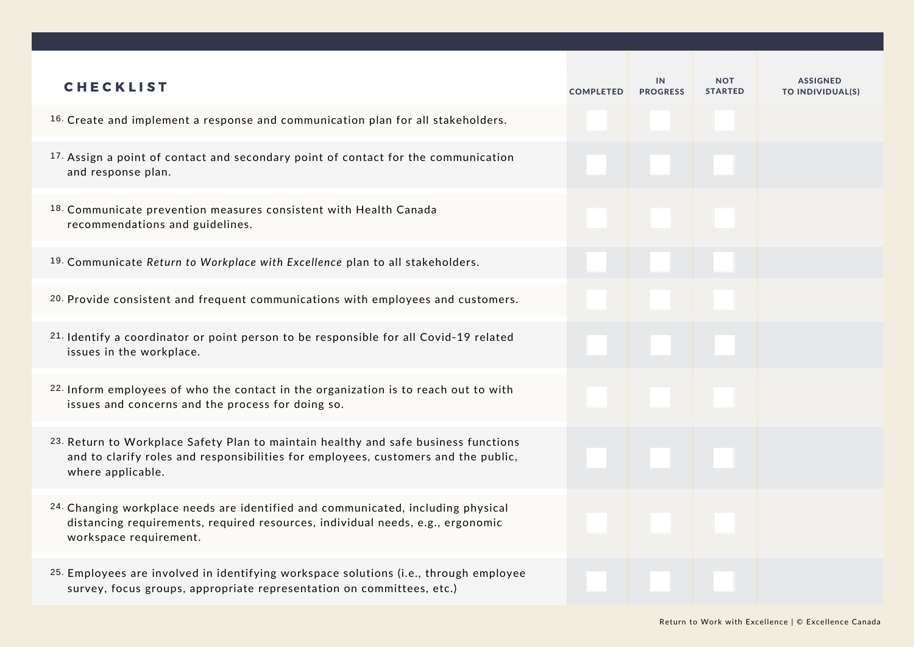| CHECKLIST | COMPLETED | IN PROGRESS | NOT STARTED | ASSIGNED TO INDIVIDUAL(S) |
|---|---|---|---|---|
| 16. Create and implement a response and communication plan for all stakeholders. | ☐ | ☐ | ☐ | |
| 17. Assign a point of contact and secondary point of contact for the communication and response plan. | ☐ | ☐ | ☐ | |
| 18. Communicate prevention measures consistent with Health Canada recommendations and guidelines. | ☐ | ☐ | ☐ | |
| 19. Communicate *Return to Workplace with Excellence* plan to all stakeholders. | ☐ | ☐ | ☐ | |
| 20. Provide consistent and frequent communications with employees and customers. | ☐ | ☐ | ☐ | |
| 21. Identify a coordinator or point person to be responsible for all Covid-19 related issues in the workplace. | ☐ | ☐ | ☐ | |
| 22. Inform employees of who the contact in the organization is to reach out to with issues and concerns and the process for doing so. | ☐ | ☐ | ☐ | |
| 23. Return to Workplace Safety Plan to maintain healthy and safe business functions and to clarify roles and responsibilities for employees, customers and the public, where applicable. | ☐ | ☐ | ☐ | |
| 24. Changing workplace needs are identified and communicated, including physical distancing requirements, required resources, individual needs, e.g., ergonomic workspace requirement. | ☐ | ☐ | ☐ | |
| 25. Employees are involved in identifying workspace solutions (i.e., through employee survey, focus groups, appropriate representation on committees, etc.) | ☐ | ☐ | ☐ | |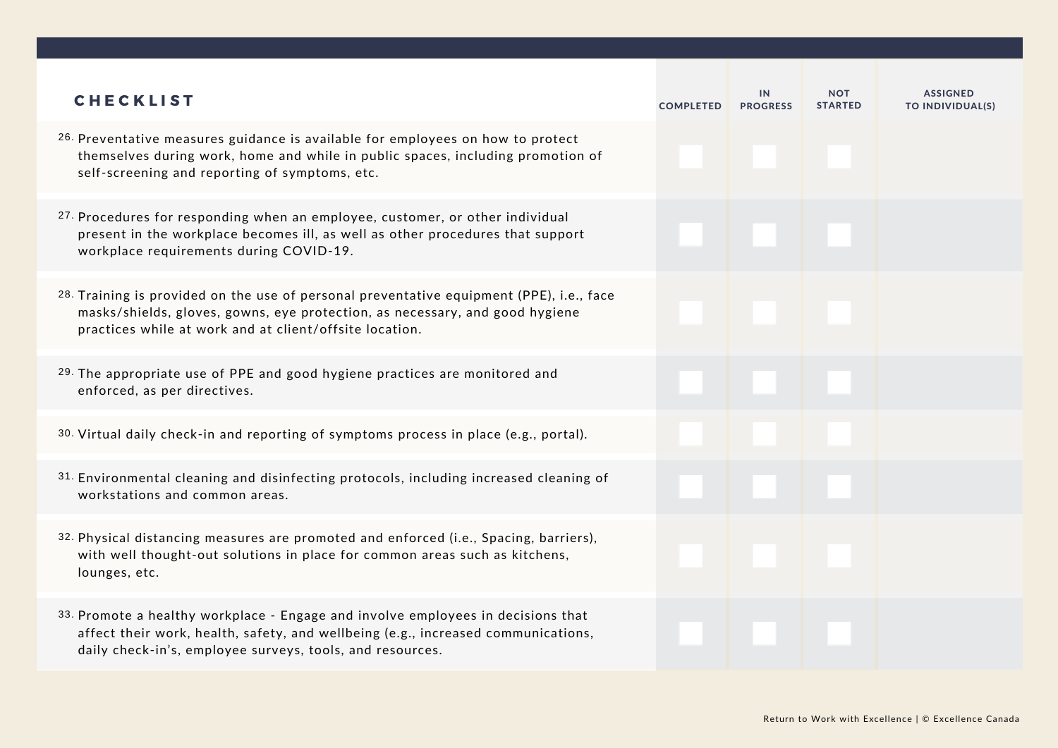| CHECKLIST | COMPLETED | IN PROGRESS | NOT STARTED | ASSIGNED TO INDIVIDUAL(S) |
|---|---|---|---|---|
| 26. Preventative measures guidance is available for employees on how to protect themselves during work, home and while in public spaces, including promotion of self-screening and reporting of symptoms, etc. | ☐ | ☐ | ☐ | |
| 27. Procedures for responding when an employee, customer, or other individual present in the workplace becomes ill, as well as other procedures that support workplace requirements during COVID-19. | ☐ | ☐ | ☐ | |
| 28. Training is provided on the use of personal preventative equipment (PPE), i.e., face masks/shields, gloves, gowns, eye protection, as necessary, and good hygiene practices while at work and at client/offsite location. | ☐ | ☐ | ☐ | |
| 29. The appropriate use of PPE and good hygiene practices are monitored and enforced, as per directives. | ☐ | ☐ | ☐ | |
| 30. Virtual daily check-in and reporting of symptoms process in place (e.g., portal). | ☐ | ☐ | ☐ | |
| 31. Environmental cleaning and disinfecting protocols, including increased cleaning of workstations and common areas. | ☐ | ☐ | ☐ | |
| 32. Physical distancing measures are promoted and enforced (i.e., Spacing, barriers), with well thought-out solutions in place for common areas such as kitchens, lounges, etc. | ☐ | ☐ | ☐ | |
| 33. Promote a healthy workplace - Engage and involve employees in decisions that affect their work, health, safety, and wellbeing (e.g., increased communications, daily check-in's, employee surveys, tools, and resources. | ☐ | ☐ | ☐ | |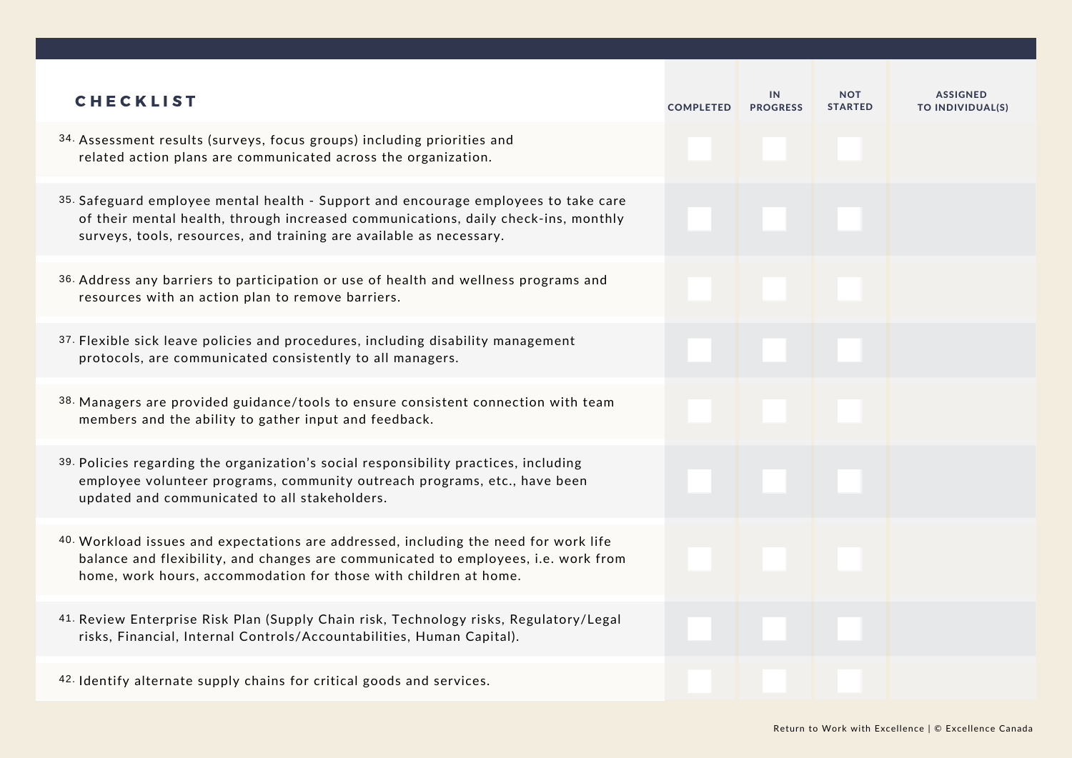| CHECKLIST | COMPLETED | IN PROGRESS | NOT STARTED | ASSIGNED TO INDIVIDUAL(S) |
|---|---|---|---|---|
| 34. Assessment results (surveys, focus groups) including priorities and related action plans are communicated across the organization. | | | | |
| 35. Safeguard employee mental health - Support and encourage employees to take care of their mental health, through increased communications, daily check-ins, monthly surveys, tools, resources, and training are available as necessary. | | | | |
| 36. Address any barriers to participation or use of health and wellness programs and resources with an action plan to remove barriers. | | | | |
| 37. Flexible sick leave policies and procedures, including disability management protocols, are communicated consistently to all managers. | | | | |
| 38. Managers are provided guidance/tools to ensure consistent connection with team members and the ability to gather input and feedback. | | | | |
| 39. Policies regarding the organization's social responsibility practices, including employee volunteer programs, community outreach programs, etc., have been updated and communicated to all stakeholders. | | | | |
| 40. Workload issues and expectations are addressed, including the need for work life balance and flexibility, and changes are communicated to employees, i.e. work from home, work hours, accommodation for those with children at home. | | | | |
| 41. Review Enterprise Risk Plan (Supply Chain risk, Technology risks, Regulatory/Legal risks, Financial, Internal Controls/Accountabilities, Human Capital). | | | | |
| 42. Identify alternate supply chains for critical goods and services. | | | | |

Return to Work with Excellence | © Excellence Canada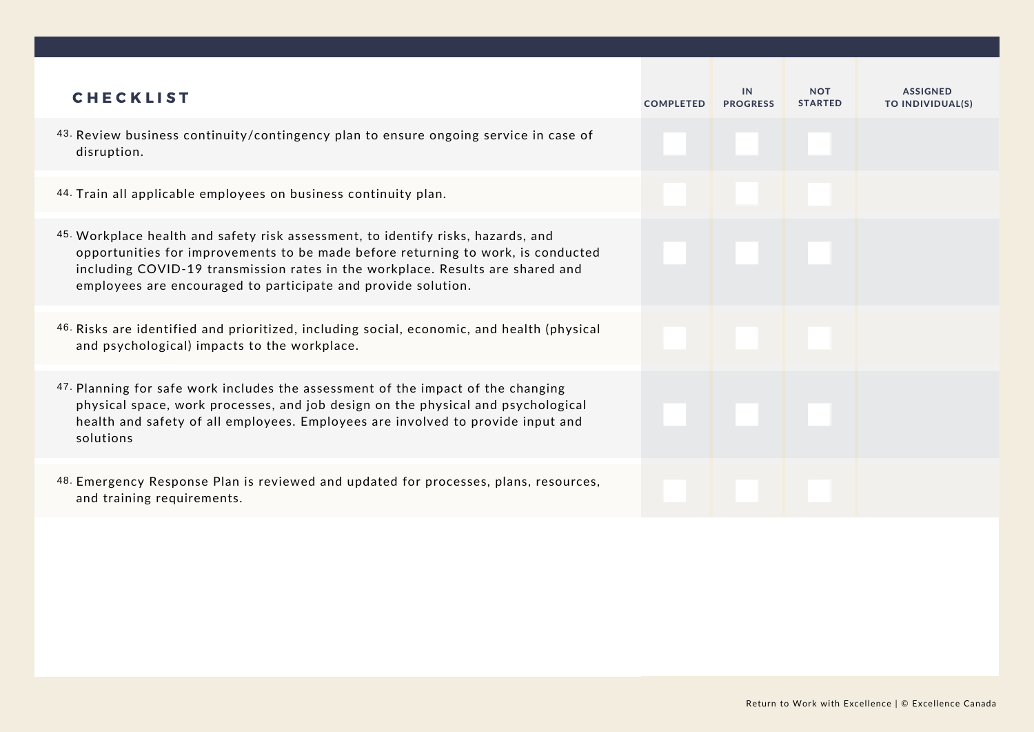| CHECKLIST | COMPLETED | IN PROGRESS | NOT STARTED | ASSIGNED TO INDIVIDUAL(S) |
| --- | --- | --- | --- | --- |
| 43. Review business continuity/contingency plan to ensure ongoing service in case of disruption. | | | | |
| 44. Train all applicable employees on business continuity plan. | | | | |
| 45. Workplace health and safety risk assessment, to identify risks, hazards, and opportunities for improvements to be made before returning to work, is conducted including COVID-19 transmission rates in the workplace. Results are shared and employees are encouraged to participate and provide solution. | | | | |
| 46. Risks are identified and prioritized, including social, economic, and health (physical and psychological) impacts to the workplace. | | | | |
| 47. Planning for safe work includes the assessment of the impact of the changing physical space, work processes, and job design on the physical and psychological health and safety of all employees. Employees are involved to provide input and solutions | | | | |
| 48. Emergency Response Plan is reviewed and updated for processes, plans, resources, and training requirements. | | | | |